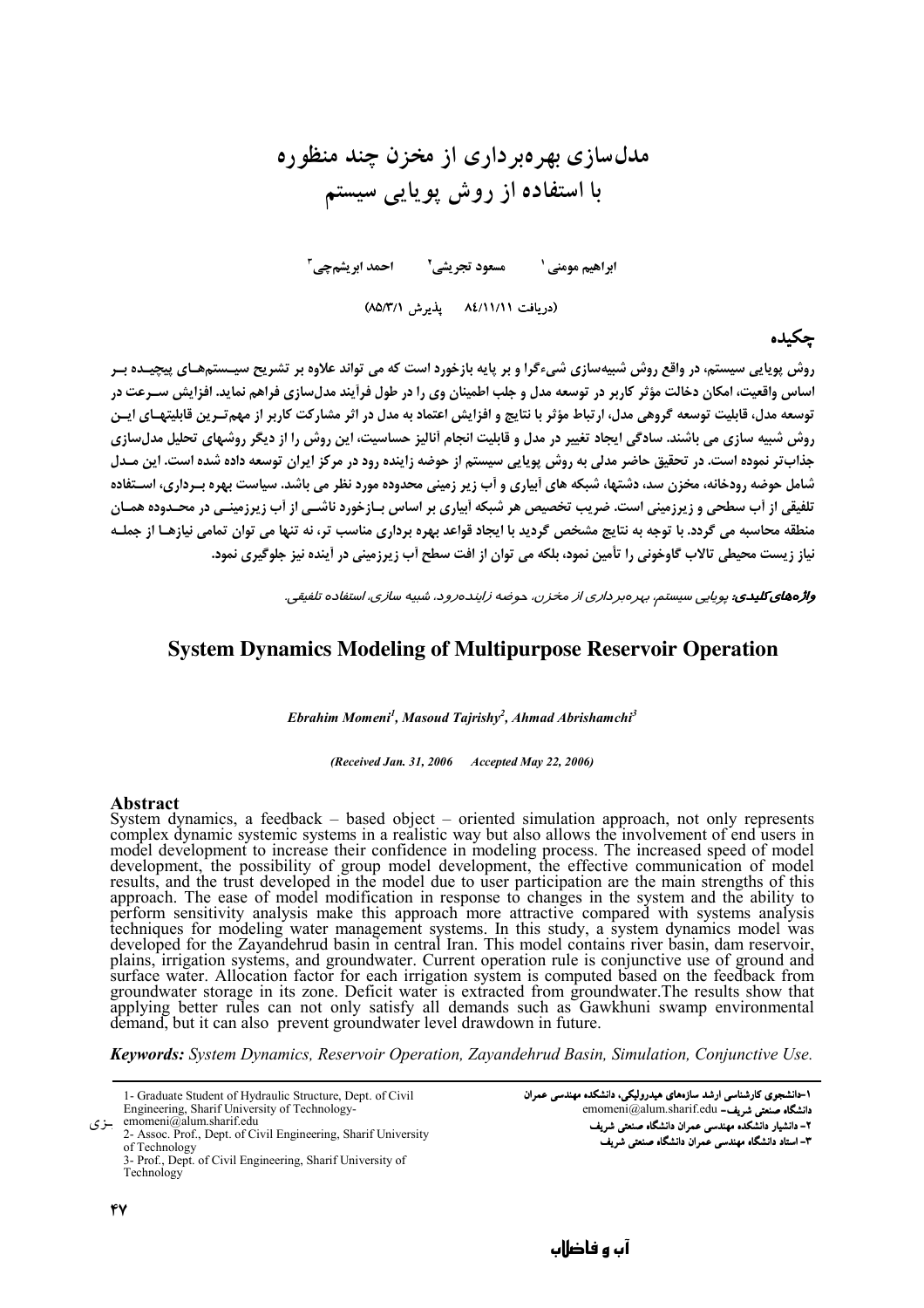# مدل‌سازی بهره‌برداری از مخزن چند منظوره با استفاده از روش پویایی سیستم

ابراهیم مومنی[1]　　مسعود تجریشی[2]　　احمد ابریشم‌چی[3]

(دریافت ۸٤/۱۱/۱۱　　پذیرش ۸۵/۳/۱)

## چکیده

روش پویایی سیستم، در واقع روش شبیه‌سازی شیء‌گرا و بر پایه بازخورد است که می تواند علاوه بر تشریح سیستم‌های پیچیده بر اساس واقعیت، امکان دخالت مؤثر کاربر در توسعه مدل و جلب اطمینان وی را در طول فرآیند مدل‌سازی فراهم نماید. افزایش سرعت در توسعه مدل، قابلیت توسعه گروهی مدل، ارتباط مؤثر با نتایج و افزایش اعتماد به مدل در اثر مشارکت کاربر از مهم‌ترین قابلیتهای این روش شبیه سازی می باشند. سادگی ایجاد تغییر در مدل و قابلیت انجام آنالیز حساسیت، این روش را از دیگر روشهای تحلیل مدل‌سازی جذاب‌تر نموده است. در تحقیق حاضر مدلی به روش پویایی سیستم از حوضه زاینده رود در مرکز ایران توسعه داده شده است. این مدل شامل حوضه رودخانه، مخزن سد، دشتها، شبکه های آبیاری و آب زیر زمینی محدوده مورد نظر می باشد. سیاست بهره برداری، استفاده تلفیقی از آب سطحی و زیرزمینی است. ضریب تخصیص هر شبکه آبیاری بر اساس بازخورد ناشی از آب زیرزمینی در محدوده همان منطقه محاسبه می گردد. با توجه به نتایج مشخص گردید با ایجاد قواعد بهره برداری مناسب تر، نه تنها می توان تمامی نیازها از جمله نیاز زیست محیطی تالاب گاوخونی را تأمین نمود، بلکه می توان از افت سطح آب زیرزمینی در آینده نیز جلوگیری نمود.

***واژه‌های کلیدی:*** *پویایی سیستم، بهره‌برداری از مخزن، حوضه زاینده‌رود، شبیه سازی، استفاده تلفیقی.*

# System Dynamics Modeling of Multipurpose Reservoir Operation

***Ebrahim Momeni[1], Masoud Tajrishy[2], Ahmad Abrishamchi[3]***

***(Received Jan. 31, 2006　　Accepted May 22, 2006)***

## Abstract

System dynamics, a feedback – based object – oriented simulation approach, not only represents complex dynamic systemic systems in a realistic way but also allows the involvement of end users in model development to increase their confidence in modeling process. The increased speed of model development, the possibility of group model development, the effective communication of model results, and the trust developed in the model due to user participation are the main strengths of this approach. The ease of model modification in response to changes in the system and the ability to perform sensitivity analysis make this approach more attractive compared with systems analysis techniques for modeling water management systems. In this study, a system dynamics model was developed for the Zayandehrud basin in central Iran. This model contains river basin, dam reservoir, plains, irrigation systems, and groundwater. Current operation rule is conjunctive use of ground and surface water. Allocation factor for each irrigation system is computed based on the feedback from groundwater storage in its zone. Deficit water is extracted from groundwater.The results show that applying better rules can not only satisfy all demands such as Gawkhuni swamp environmental demand, but it can also prevent groundwater level drawdown in future.

***Keywords:*** *System Dynamics, Reservoir Operation, Zayandehrud Basin, Simulation, Conjunctive Use.*

---

۱-دانشجوی کارشناسی ارشد سازه‌های هیدرولیکی، دانشکده مهندسی عمران دانشگاه صنعتی شریف- emomeni@alum.sharif.edu

۲- دانشیار دانشکده مهندسی عمران دانشگاه صنعتی شریف

۳- استاد دانشکده مهندسی عمران دانشگاه صنعتی شریف

1- Graduate Student of Hydraulic Structure, Dept. of Civil Engineering, Sharif University of Technology- emomeni@alum.sharif.edu

2- Assoc. Prof., Dept. of Civil Engineering, Sharif University of Technology

3- Prof., Dept. of Civil Engineering, Sharif University of Technology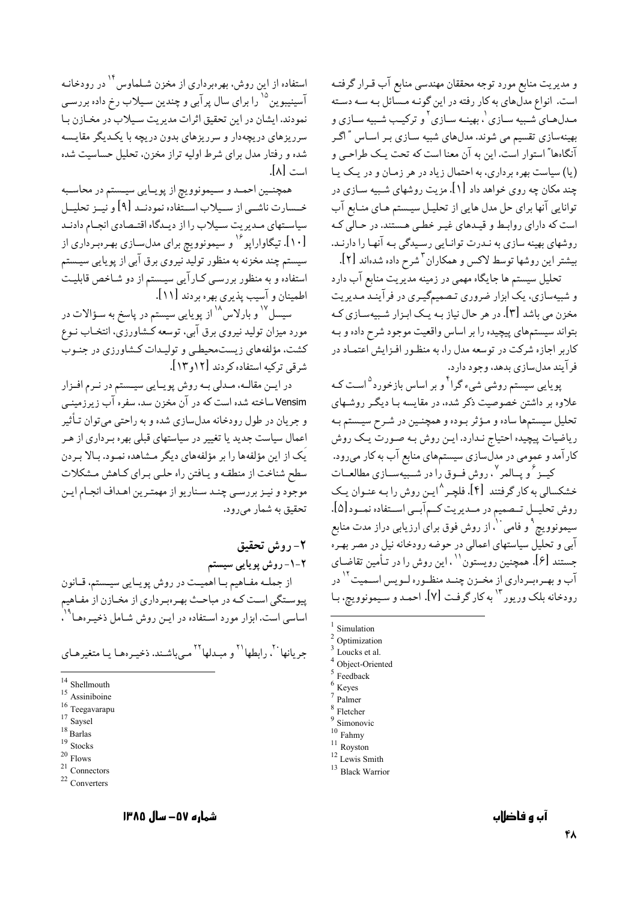و مدیریت منابع مورد توجه محققان مهندسی منابع آب قرار گرفته است. انواع مدلهای به کار رفته در این گونه مسائل به سه دسته مدلهای شبیه سازی [1]، بهینه سازی [2] و ترکیب شبیه سازی و بهینه‌سازی تقسیم می شوند. مدلهای شبیه سازی بر اساس "اگر آنگاهها" استوار است. این به آن معنا است که تحت یک طراحی و (یا) سیاست بهره برداری، به احتمال زیاد در هر زمان و در یک یا چند مکان چه روی خواهد داد [1]. مزیت روشهای شبیه سازی در توانایی آنها برای حل مدل هایی از تحلیل سیستم های منابع آب است که دارای روابط و قیدهای غیر خطی هستند. در حالی که روشهای بهینه سازی به ندرت توانایی رسیدگی به آنها را دارند. بیشتر این روشها توسط لاکس و همکاران [3] شرح داده شده‌اند [2].

تحلیل سیستم ها جایگاه مهمی در زمینه مدیریت منابع آب دارد و شبیه‌سازی، یک ابزار ضروری تصمیم‌گیری در فرآیند مدیریت مخزن می باشد [3]. در حال نیاز به یک ابزار شبیه‌سازی که بتواند سیستمهای پیچیده را بر اساس واقعیت موجود شرح داده و به کاربر اجازه شرکت در توسعه مدل را، به منظور افزایش اعتماد در فرآیند مدلسازی بدهد، وجود دارد.

پویایی سیستم روشی شیء گرا [4] و بر اساس بازخورد [5] است که علاوه بر داشتن خصوصیت ذکر شده، در مقایسه با دیگر روشهای تحلیل سیستمها ساده و مؤثر بوده و همچنین در شرح سیستم به ریاضیات پیچیده احتیاج ندارد. این روش به صورت یک روش کارآمد و عمومی در مدلسازی سیستمهای منابع آب به کار می‌رود.

کیز [6] و پالمر [7]، روش فوق را در شبیه‌سازی مطالعات خشکسالی به کار گرفتند [4]. فلچر [8] این روش را به عنوان یک روش تحلیل تصمیم در مدیریت کم‌آبی استفاده نمود [5]. سیمونوویچ [9] و فامی [10]، از روش فوق برای ارزیابی دراز مدت منابع آبی و تحلیل سیاستهای اعمالی در حوضه رودخانه نیل در مصر بهره جستند [6]. همچنین رویستون [11]، این روش را در تأمین تقاضای آب و بهره‌برداری از مخزن چند منظوره لویس اسمیت [12] در رودخانه بلک وریور [13] به کار گرفت [7]. احمد و سیمونوویچ، با استفاده از این روش، بهره‌برداری از مخزن شلماوس [14] در رودخانه آسینیبوین [15] را برای سال پرآبی و چندین سیلاب رخ داده بررسی نمودند. ایشان در این تحقیق اثرات مدیریت سیلاب در مخازن با سرریزهای دریچه‌دار و سرریزهای بدون دریچه با یکدیگر مقایسه شده و رفتار مدل برای شرط اولیه تراز مخزن، تحلیل حساسیت شده است [8].

همچنین احمد و سیمونوویچ از پویایی سیستم در محاسبه خسارت ناشی از سیلاب استفاده نمودند [9] و نیز تحلیل سیاستهای مدیریت سیلاب را از دیدگاه اقتصادی انجام دادند [10]. تیگاواراپو [16] و سیمونوویچ برای مدلسازی بهره‌برداری از سیستم چند مخزنه به منظور تولید نیروی برق آبی از پویایی سیستم استفاده و به منظور بررسی کارآیی سیستم از دو شاخص قابلیت اطمینان و آسیب پذیری بهره بردند [11].

سیسل [17] و بارلاس [18] از پویایی سیستم در پاسخ به سؤالات در مورد میزان تولید نیروی برق آبی، توسعه کشاورزی، انتخاب نوع کشت، مؤلفه‌های زیست‌محیطی و تولیدات کشاورزی در جنوب شرقی ترکیه استفاده کردند [12و13].

در این مقاله، مدلی به روش پویایی سیستم در نرم افزار Vensim ساخته شده است که در آن مخزن سد، سفره آب زیرزمینی و جریان در طول رودخانه مدل‌سازی شده و به راحتی می‌توان تأثیر اعمال سیاست جدید یا تغییر در سیاستهای قبلی بهره برداری از هر یک از این مؤلفه‌ها را بر مؤلفه‌های دیگر مشاهده نمود. بالا بردن سطح شناخت از منطقه و یافتن راه حلی برای کاهش مشکلات موجود و نیز بررسی چند سناریو از مهمترین اهداف انجام این تحقیق به شمار می‌رود.

## ۲- روش تحقیق

### ۲-۱- روش پویایی سیستم

از جمله مفاهیم با اهمیت در روش پویایی سیستم، قانون پیوستگی است که در مباحث بهره‌برداری از مخازن از مفاهیم اساسی است. ابزار مورد استفاده در این روش شامل ذخیره‌ها [19]، جریانها [20]، رابطها [21] و مبدلها [22] می‌باشند. ذخیره‌ها یا متغیرهای

---

[1] Simulation
[2] Optimization
[3] Loucks et al.
[4] Object-Oriented
[5] Feedback
[6] Keyes
[7] Palmer
[8] Fletcher
[9] Simonovic
[10] Fahmy
[11] Royston
[12] Lewis Smith
[13] Black Warrior
[14] Shellmouth
[15] Assiniboine
[16] Teegavarapu
[17] Saysel
[18] Barlas
[19] Stocks
[20] Flows
[21] Connectors
[22] Converters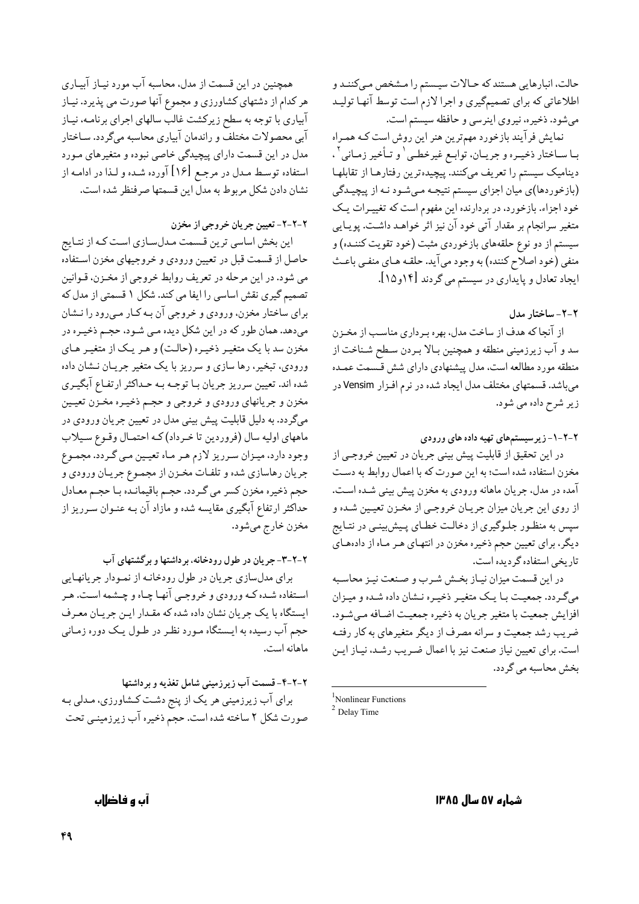حالت، انبارهایی هستند که حالات سیستم را مشخص می‌کنند و اطلاعاتی که برای تصمیم‌گیری و اجرا لازم است توسط آنها تولید می‌شود. ذخیره، نیروی اینرسی و حافظه سیستم است.

نمایش فرآیند بازخورد مهم‌ترین هنر این روش است که همراه با ساختار ذخیره و جریان، توابع غیرخطی[1] و تأخیر زمانی[2]، دینامیک سیستم را تعریف می‌کنند. پیچیده‌ترین رفتارها از تقابلها (بازخوردها)ی میان اجزای سیستم نتیجه می‌شود نه از پیچیدگی خود اجزاء. بازخورد، در بردارنده این مفهوم است که تغییرات یک متغیر سرانجام بر مقدار آتی خود آن نیز اثر خواهد داشت. پویایی سیستم از دو نوع حلقه‌های بازخوردی مثبت (خود تقویت کننده) و منفی (خود اصلاح کننده) به وجود می‌آید. حلقه های منفی باعث ایجاد تعادل و پایداری در سیستم می گردند [۱۴و۱۵].

## ۲- ساختار مدل

از آنجا که هدف از ساخت مدل، بهره برداری مناسب از مخزن سد و آب زیرزمینی منطقه و همچنین بالا بردن سطح شناخت از منطقه مورد مطالعه است، مدل پیشنهادی دارای شش قسمت عمده می‌باشد. قسمتهای مختلف مدل ایجاد شده در نرم افزار Vensim در زیر شرح داده می شود.

### ۲-۲-۱- زیرسیستم‌های تهیه داده های ورودی

در این تحقیق از قابلیت پیش بینی جریان در تعیین خروجی از مخزن استفاده شده است؛ به این صورت که با اعمال روابط به دست آمده در مدل، جریان ماهانه ورودی به مخزن پیش بینی شده است. از روی این جریان میزان جریان خروجی از مخزن تعیین شده و سپس به منظور جلوگیری از دخالت خطای پیش‌بینی در نتایج دیگر، برای تعیین حجم ذخیره مخزن در انتهای هر ماه از داده‌های تاریخی استفاده گردیده است.

در این قسمت میزان نیاز بخش شرب و صنعت نیز محاسبه می‌گردد. جمعیت با یک متغیر ذخیره نشان داده شده و میزان افزایش جمعیت با متغیر جریان به ذخیره جمعیت اضافه می‌شود. ضریب رشد جمعیت و سرانه مصرف از دیگر متغیرهای به کار رفته است. برای تعیین نیاز صنعت نیز با اعمال ضریب رشد، نیاز این بخش محاسبه می گردد.

همچنین در این قسمت از مدل، محاسبه آب مورد نیاز آبیاری هر کدام از دشتهای کشاورزی و مجموع آنها صورت می پذیرد. نیاز آبیاری با توجه به سطح زیرکشت غالب سالهای اجرای برنامه، نیاز آبی محصولات مختلف و راندمان آبیاری محاسبه می‌گردد. ساختار مدل در این قسمت دارای پیچیدگی خاصی نبوده و متغیرهای مورد استفاده توسط مدل در مرجع [۱۶] آورده شده و لذا در ادامه از نشان دادن شکل مربوط به مدل این قسمتها صرفنظر شده است.

### ۲-۲-۲- تعیین جریان خروجی از مخزن

این بخش اساسی ترین قسمت مدل‌سازی است که از نتایج حاصل از قسمت قبل در تعیین ورودی و خروجیهای مخزن استفاده می شود. در این مرحله در تعریف روابط خروجی از مخزن، قوانین تصمیم گیری نقش اساسی را ایفا می کند. شکل ۱ قسمتی از مدل که برای ساختار مخزن، ورودی و خروجی آن بـه کـار می‌رود را نشان می‌دهد. همان طور که در این شکل دیده می شود، حجم ذخیره در مخزن سد با یک متغیر ذخیره (حالت) و هر یک از متغیر های ورودی، تبخیر، رها سازی و سرریز با یک متغیر جریان نشان داده شده اند. تعیین سرریز جریان با توجه به حداکثر ارتفاع آبگیری مخزن و جریانهای ورودی و خروجی و حجم ذخیره مخزن تعیین می‌گردد. به دلیل قابلیت پیش بینی مدل در تعیین جریان ورودی در ماههای اولیه سال (فروردین تا خرداد) که احتمال وقوع سیلاب وجود دارد، میزان سرریز لازم هر ماه تعیین می گردد. مجموع جریان رهاسازی شده و تلفات مخزن از مجموع جریان ورودی و حجم ذخیره مخزن کسر می گردد. حجم باقیمانده با حجم معادل حداکثر ارتفاع آبگیری مقایسه شده و مازاد آن به عنوان سرریز از مخزن خارج می‌شود.

### ۲-۲-۳- جریان در طول رودخانه، برداشتها و برگشتهای آب

برای مدل‌سازی جریان در طول رودخانه از نمودار جریانهایی استفاده شده که ورودی و خروجی آنها چاه و چشمه است. هر ایستگاه با یک جریان نشان داده شده که مقدار این جریان معرف حجم آب رسیده به ایستگاه مورد نظر در طول یک دوره زمانی ماهانه است.

### ۲-۲-۴- قسمت آب زیرزمینی شامل تغذیه و برداشتها

برای آب زیرزمینی هر یک از پنج دشت کشاورزی، مدلی به صورت شکل ۲ ساخته شده است. حجم ذخیره آب زیرزمینی تحت

---

[1] Nonlinear Functions

[2] Delay Time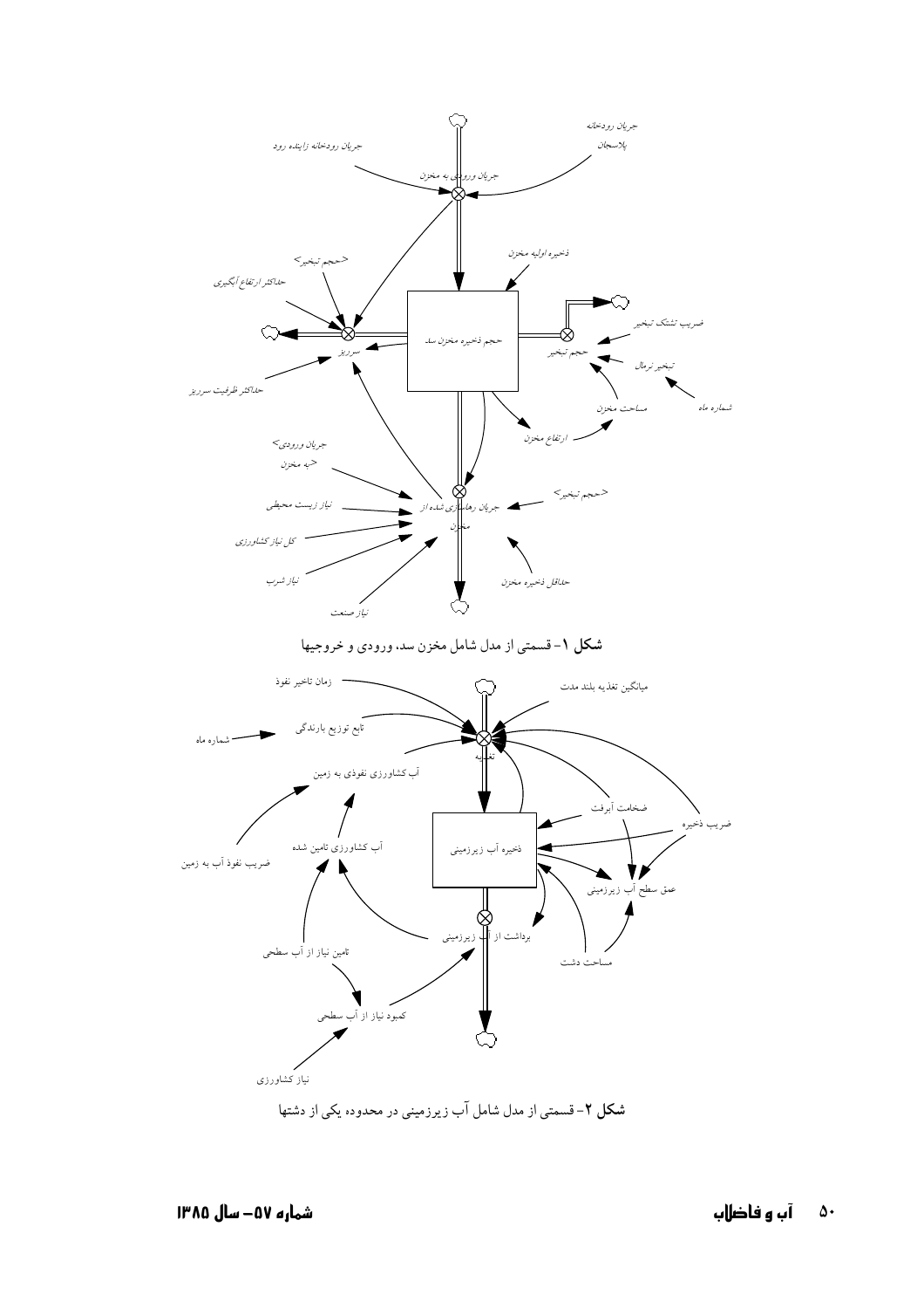**شکل ۱**- قسمتی از مدل شامل مخزن سد، ورودی و خروجیها

**شکل ۲**- قسمتی از مدل شامل آب زیرزمینی در محدوده یکی از دشتها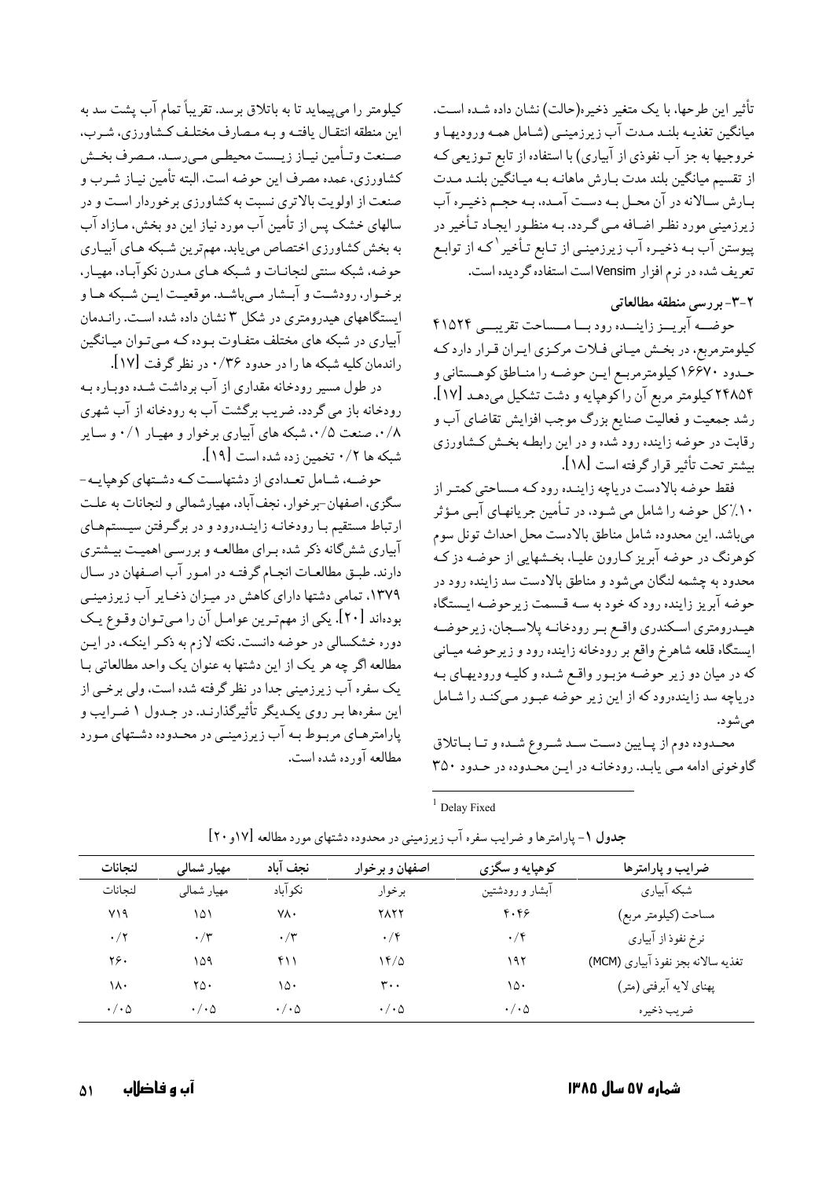تأثیر این طرحها، با یک متغیر ذخیره(حالت) نشان داده شده است. میانگین تغذیه بلند مدت آب زیرزمینی (شامل همه ورودیها و خروجیها به جز آب نفوذی از آبیاری) با استفاده از تابع توزیعی که از تقسیم میانگین بلند مدت بارش ماهانه به میانگین بلند مدت بارش سالانه در آن محل به دست آمده، به حجم ذخیره آب زیرزمینی مورد نظر اضافه می گردد. به منظور ایجاد تأخیر در پیوستن آب به ذخیره آب زیرزمینی از تابع تأخیر[1] که از توابع تعریف شده در نرم افزار Vensim است استفاده گردیده است.

## ۲-۳- بررسی منطقه مطالعاتی

حوضه آبریز زاینده رود با مساحت تقریبی ۴۱۵۲۴ کیلومترمربع، در بخش میانی فلات مرکزی ایران قرار دارد که حدود ۱۶۶۷۰ کیلومترمربع این حوضه را مناطق کوهستانی و ۲۴۸۵۴ کیلومتر مربع آن راکوهپایه و دشت تشکیل می‌دهد [۱۷]. رشد جمعیت و فعالیت صنایع بزرگ موجب افزایش تقاضای آب و رقابت در حوضه زاینده رود شده و در این رابطه بخش کشاورزی بیشتر تحت تأثیر قرار گرفته است [۱۸].

فقط حوضه بالادست دریاچه زاینده رود که مساحتی کمتر از ۱۰٪ کل حوضه را شامل می شود، در تأمین جریانهای آبی مؤثر می‌باشد. این محدوده شامل مناطق بالادست محل احداث تونل سوم کوهرنگ در حوضه آبریز کارون علیا، بخشهایی از حوضه دز که محدود به چشمه لنگان می‌شود و مناطق بالادست سد زاینده رود در حوضه آبریز زاینده رود که خود به سه قسمت زیرحوضه ایستگاه هیدرومتری اسکندری واقع بر رودخانه پلاسجان، زیرحوضه ایستگاه قلعه شاهرخ واقع بر رودخانه زاینده رود و زیرحوضه میانی که در میان دو زیر حوضه مزبور واقع شده و کلیه ورودیهای به دریاچه سد زاینده‌رود که از این زیر حوضه عبور می‌کند را شامل می‌شود.

محدوده دوم از پایین دست سد شروع شده و تا باتلاق گاوخونی ادامه می یابد. رودخانه در این محدوده در حدود ۳۵۰ کیلومتر را می‌پیماید تا به باتلاق برسد. تقریباً تمام آب پشت سد به این منطقه انتقال یافته و به مصارف مختلف کشاورزی، شرب، صنعت وتأمین نیاز زیست محیطی می‌رسد. مصرف بخش کشاورزی، عمده مصرف این حوضه است. البته تأمین نیاز شرب و صنعت از اولویت بالاتری نسبت به کشاورزی برخوردار است و در سالهای خشک پس از تأمین آب مورد نیاز این دو بخش، مازاد آب به بخش کشاورزی اختصاص می‌یابد. مهم‌ترین شبکه های آبیاری حوضه، شبکه سنتی لنجانات و شبکه های مدرن نکوآباد، مهیار، برخوار، رودشت و آبشار می‌باشد. موقعیت این شبکه ها و ایستگاههای هیدرومتری در شکل ۳ نشان داده شده است. راندمان آبیاری در شبکه های مختلف متفاوت بوده که می‌توان میانگین راندمان کلیه شبکه ها را در حدود ۰/۳۶ در نظر گرفت [۱۷].

در طول مسیر رودخانه مقداری از آب برداشت شده دوباره به رودخانه باز می گردد. ضریب برگشت آب به رودخانه از آب شهری ۰/۸، صنعت ۰/۵، شبکه های آبیاری برخوار و مهیار ۰/۱ و سایر شبکه ها ۰/۲ تخمین زده شده است [۱۹].

حوضه، شامل تعدادی از دشتهاست که دشتهای کوهپایه-سگزی، اصفهان-برخوار، نجف‌آباد، مهیارشمالی و لنجانات به علت ارتباط مستقیم با رودخانه زاینده‌رود و در برگرفتن سیستم‌های آبیاری ششگانه ذکر شده برای مطالعه و بررسی اهمیت بیشتری دارند. طبق مطالعات انجام گرفته در امور آب اصفهان در سال ۱۳۷۹، تمامی دشتها دارای کاهش در میزان ذخایر آب زیرزمینی بوده‌اند [۲۰]. یکی از مهم‌ترین عوامل آن را می‌توان وقوع یک دوره خشکسالی در حوضه دانست. نکته لازم به ذکر اینکه، در این مطالعه اگر چه هر یک از این دشتها به عنوان یک واحد مطالعاتی با یک سفره آب زیرزمینی جدا در نظر گرفته شده است، ولی برخی از این سفره‌ها بر روی یکدیگر تأثیرگذارند. در جدول ۱ ضرایب و پارامترهای مربوط به آب زیرزمینی در محدوده دشتهای مورد مطالعه آورده شده است.

[1] Delay Fixed

**جدول ۱**- پارامترها و ضرایب سفره آب زیرزمینی در محدوده دشتهای مورد مطالعه [۱۷و ۲۰]

| ضرایب و پارامترها | کوهپایه و سگزی | اصفهان و برخوار | نجف آباد | مهیار شمالی | لنجانات |
|---|---|---|---|---|---|
| شبکه آبیاری | آبشار و رودشتین | برخوار | نکوآباد | مهیار شمالی | لنجانات |
| مساحت (کیلومتر مربع) | ۴۰۴۶ | ۲۸۲۲ | ۷۸۰ | ۱۵۱ | ۷۱۹ |
| نرخ نفوذ از آبیاری | ۰/۴ | ۰/۴ | ۰/۳ | ۰/۳ | ۰/۲ |
| تغذیه سالانه بجز نفوذ آبیاری (MCM) | ۱۹۲ | ۱۴/۵ | ۴۱۱ | ۱۵۹ | ۲۶۰ |
| پهنای لایه آبرفتی (متر) | ۱۵۰ | ۳۰۰ | ۱۵۰ | ۲۵۰ | ۱۸۰ |
| ضریب ذخیره | ۰/۰۵ | ۰/۰۵ | ۰/۰۵ | ۰/۰۵ | ۰/۰۵ |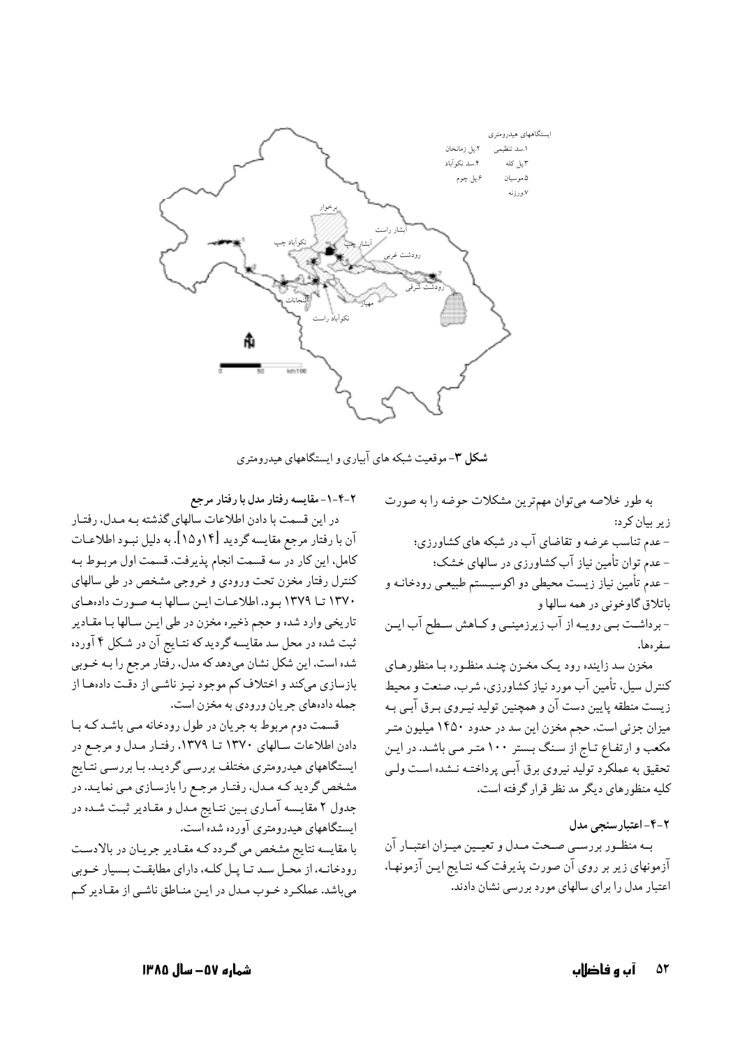**شکل ۳**- موقعیت شبکه های آبیاری و ایستگاههای هیدرومتری

به طور خلاصه می‌توان مهم‌ترین مشکلات حوضه را به صورت زیر بیان کرد:

- عدم تناسب عرضه و تقاضای آب در شبکه های کشاورزی؛
- عدم توان تأمین نیاز آب کشاورزی در سالهای خشک؛
- عدم تأمین نیاز زیست محیطی دو اکوسیستم طبیعی رودخانه و باتلاق گاوخونی در همه سالها و
- برداشت بی رویه از آب زیرزمینی و کاهش سطح آب این سفرهها.

مخزن سد زاینده رود یک مخزن چند منظوره با منظورهای کنترل سیل، تأمین آب مورد نیاز کشاورزی، شرب، صنعت و محیط زیست منطقه پایین دست آن و همچنین تولید نیروی برق آبی به میزان جزئی است. حجم مخزن این سد در حدود ۱۴۵۰ میلیون متر مکعب و ارتفاع تاج از سنگ بستر ۱۰۰ متر می باشد. در این تحقیق به عملکرد تولید نیروی برق آبی پرداخته نشده است ولی کلیه منظورهای دیگر مد نظر قرار گرفته است.

### ۲-۴- اعتبارسنجی مدل

به منظور بررسی صحت مدل و تعیین میزان اعتبار آن آزمونهای زیر بر روی آن صورت پذیرفت که نتایج این آزمونها، اعتبار مدل را برای سالهای مورد بررسی نشان دادند.

#### ۲-۴-۱- مقایسه رفتار مدل با رفتار مرجع

در این قسمت با دادن اطلاعات سالهای گذشته به مدل، رفتار آن با رفتار مرجع مقایسه گردید [۱۴و۱۵]. به دلیل نبود اطلاعات کامل، این کار در سه قسمت انجام پذیرفت. قسمت اول مربوط به کنترل رفتار مخزن تحت ورودی و خروجی مشخص در طی سالهای ۱۳۷۰ تا ۱۳۷۹ بود. اطلاعات این سالها به صورت دادههای تاریخی وارد شده و حجم ذخیره مخزن در طی این سالها با مقادیر ثبت شده در محل سد مقایسه گردید که نتایج آن در شکل ۴ آورده شده است. این شکل نشان می‌دهد که مدل، رفتار مرجع را به خوبی بازسازی می‌کند و اختلاف کم موجود نیز ناشی از دقت دادهها از جمله دادههای جریان ورودی به مخزن است.

قسمت دوم مربوط به جریان در طول رودخانه می باشد که با دادن اطلاعات سالهای ۱۳۷۰ تا ۱۳۷۹، رفتار مدل و مرجع در ایستگاههای هیدرومتری مختلف بررسی گردید. با بررسی نتایج مشخص گردید که مدل، رفتار مرجع را بازسازی می نماید. در جدول ۲ مقایسه آماری بین نتایج مدل و مقادیر ثبت شده در ایستگاههای هیدرومتری آورده شده است.

با مقایسه نتایج مشخص می گردد که مقادیر جریان در بالادست رودخانه، از محل سد تا پل کله، دارای مطابقت بسیار خوبی می‌باشد. عملکرد خوب مدل در این مناطق ناشی از مقادیر کم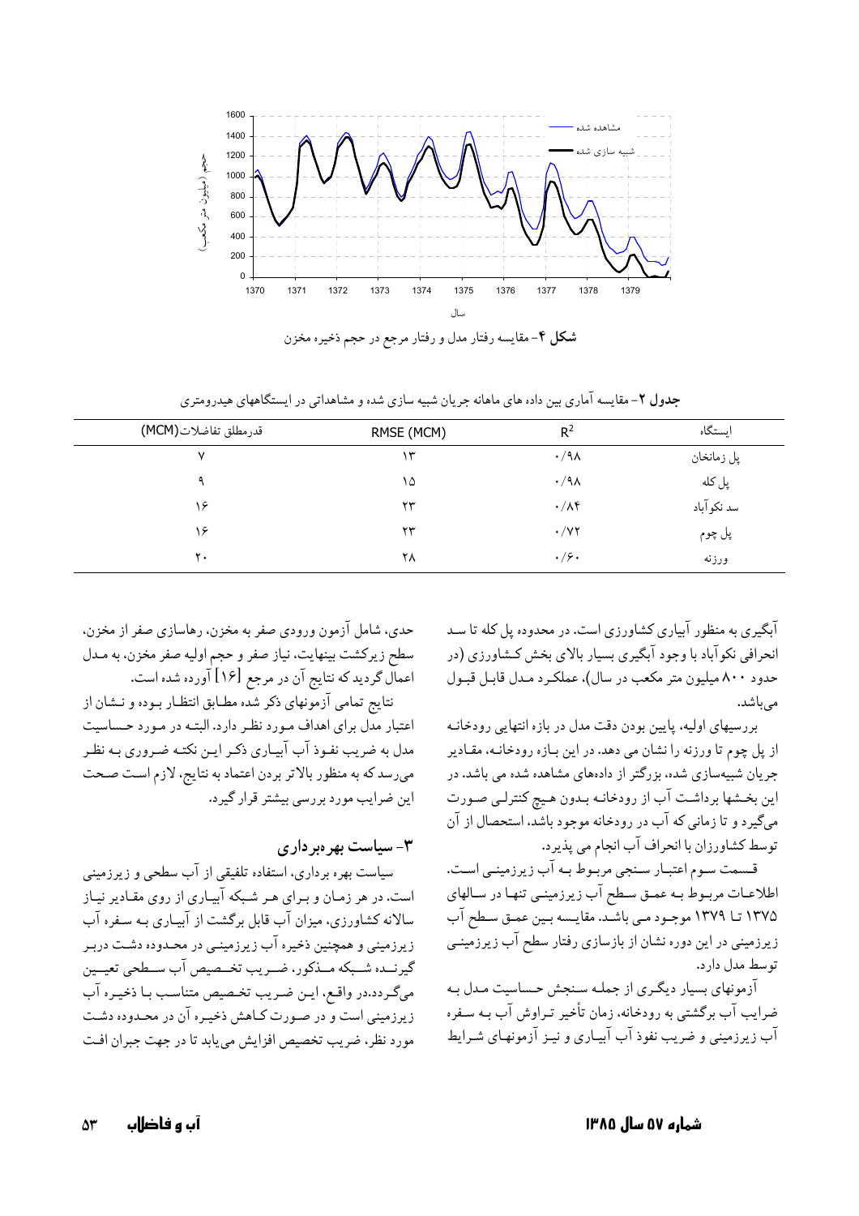**شکل ۴**- مقایسه رفتار مدل و رفتار مرجع در حجم ذخیره مخزن

**جدول ۲**- مقایسه آماری بین داده های ماهانه جریان شبیه سازی شده و مشاهداتی در ایستگاههای هیدرومتری

| ایستگاه | $R^2$ | RMSE (MCM) | قدرمطلق تفاضلات(MCM) |
|---|---|---|---|
| پل زمانخان | ۰/۹۸ | ۱۳ | ۷ |
| پل کله | ۰/۹۸ | ۱۵ | ۹ |
| سد نکوآباد | ۰/۸۴ | ۲۳ | ۱۶ |
| پل چوم | ۰/۷۲ | ۲۳ | ۱۶ |
| ورزنه | ۰/۶۰ | ۲۸ | ۲۰ |

آبگیری به منظور آبیاری کشاورزی است. در محدوده پل کله تا سد انحرافی نکوآباد با وجود آبگیری بسیار بالای بخش کشاورزی (در حدود ۸۰۰ میلیون متر مکعب در سال)، عملکرد مدل قابل قبول می‌باشد.

بررسیهای اولیه، پایین بودن دقت مدل در بازه انتهایی رودخانه از پل چوم تا ورزنه را نشان می دهد. در این بازه رودخانه، مقادیر جریان شبیه‌سازی شده، بزرگتر از داده‌های مشاهده شده می باشد. در این بخشها برداشت آب از رودخانه بدون هیچ کنترلی صورت می‌گیرد و تا زمانی که آب در رودخانه موجود باشد، استحصال از آن توسط کشاورزان با انحراف آب انجام می پذیرد.

قسمت سوم اعتبار سنجی مربوط به آب زیرزمینی است. اطلاعات مربوط به عمق سطح آب زیرزمینی تنها در سالهای ۱۳۷۵ تا ۱۳۷۹ موجود می باشد. مقایسه بین عمق سطح آب زیرزمینی در این دوره نشان از بازسازی رفتار سطح آب زیرزمینی توسط مدل دارد.

آزمونهای بسیار دیگری از جمله سنجش حساسیت مدل به ضرایب آب برگشتی به رودخانه، زمان تأخیر تراوش آب به سفره آب زیرزمینی و ضریب نفوذ آب آبیاری و نیز آزمونهای شرایط حدی، شامل آزمون ورودی صفر به مخزن، رهاسازی صفر از مخزن، سطح زیرکشت بینهایت، نیاز صفر و حجم اولیه صفر مخزن، به مدل اعمال گردید که نتایج آن در مرجع [۱۶] آورده شده است.

نتایج تمامی آزمونهای ذکر شده مطابق انتظار بوده و نشان از اعتبار مدل برای اهداف مورد نظر دارد. البته در مورد حساسیت مدل به ضریب نفوذ آب آبیاری ذکر این نکته ضروری به نظر می‌رسد که به منظور بالاتر بردن اعتماد به نتایج، لازم است صحت این ضرایب مورد بررسی بیشتر قرار گیرد.

## ۳- سیاست بهره‌برداری

سیاست بهره برداری، استفاده تلفیقی از آب سطحی و زیرزمینی است. در هر زمان و برای هر شبکه آبیاری از روی مقادیر نیاز سالانه کشاورزی، میزان آب قابل برگشت از آبیاری به سفره آب زیرزمینی و همچنین ذخیره آب زیرزمینی در محدوده دشت دربر گیرنده شبکه مذکور، ضریب تخصیص آب سطحی تعیین می‌گردد. در واقع، این ضریب تخصیص متناسب با ذخیره آب زیرزمینی است و در صورت کاهش ذخیره آن در محدوده دشت مورد نظر، ضریب تخصیص افزایش می‌یابد تا در جهت جبران افت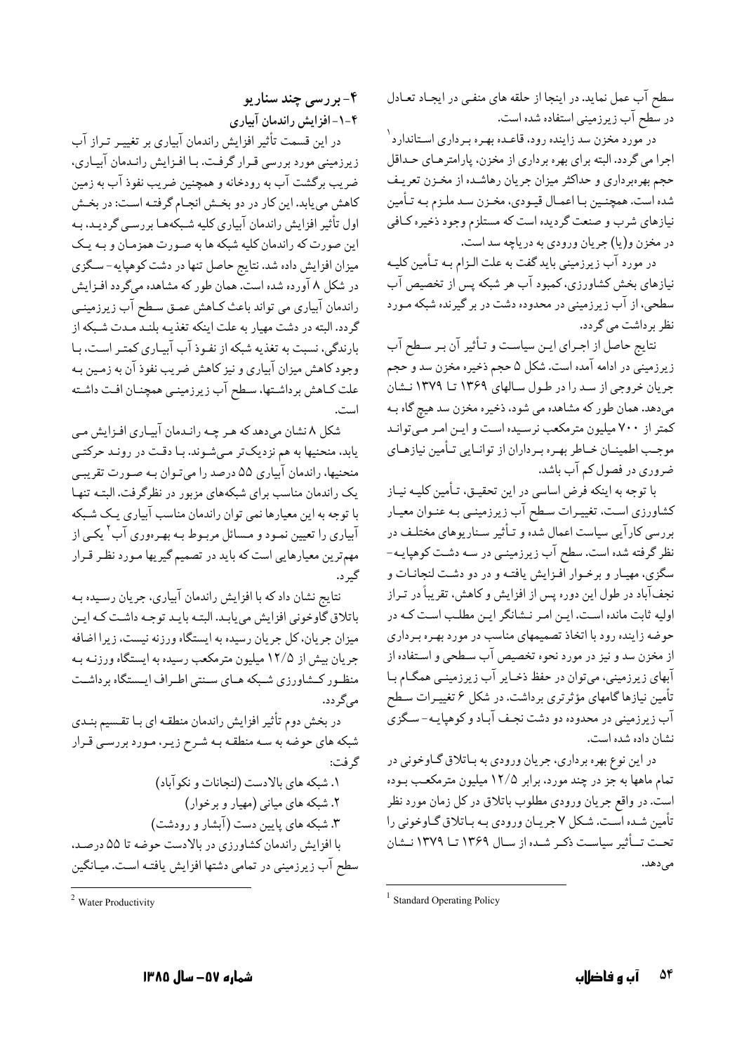سطح آب عمل نماید. در اینجا از حلقه های منفی در ایجاد تعادل در سطح آب زیرزمینی استفاده شده است.

در مورد مخزن سد زاینده رود، قاعده بهره برداری استاندارد[1] اجرا می گردد. البته برای بهره برداری از مخزن، پارامترهای حداقل حجم بهره‌برداری و حداکثر میزان جریان رهاشده از مخزن تعریف شده است. همچنین با اعمال قیودی، مخزن سد ملزم به تأمین نیازهای شرب و صنعت گردیده است که مستلزم وجود ذخیره کافی در مخزن و(یا) جریان ورودی به دریاچه سد است.

در مورد آب زیرزمینی باید گفت به علت الزام به تأمین کلیه نیازهای بخش کشاورزی، کمبود آب هر شبکه پس از تخصیص آب سطحی، از آب زیرزمینی در محدوده دشت در بر گیرنده شبکه مورد نظر برداشت می گردد.

نتایج حاصل از اجرای این سیاست و تأثیر آن بر سطح آب زیرزمینی در ادامه آمده است. شکل ۵ حجم ذخیره مخزن سد و حجم جریان خروجی از سد را در طول سالهای ۱۳۶۹ تا ۱۳۷۹ نشان می‌دهد. همان طور که مشاهده می شود، ذخیره مخزن سد هیچ گاه به کمتر از ۷۰۰ میلیون مترمکعب نرسیده است و این امر می‌تواند موجب اطمینان خاطر بهره برداران از توانایی تأمین نیازهای ضروری در فصول کم آب باشد.

با توجه به اینکه فرض اساسی در این تحقیق، تأمین کلیه نیاز کشاورزی است، تغییرات سطح آب زیرزمینی به عنوان معیار بررسی کارآیی سیاست اعمال شده و تأثیر سناریوهای مختلف در نظر گرفته شده است. سطح آب زیرزمینی در سه دشت کوهپایه- سگزی، مهیار و برخوار افزایش یافته و در دو دشت لنجانات و نجف‌آباد در طول این دوره پس از افزایش و کاهش، تقریباً در تراز اولیه ثابت مانده است. این امر نشانگر این مطلب است که در حوضه زاینده رود با اتخاذ تصمیمهای مناسب در مورد بهره برداری از مخزن سد و نیز در مورد نحوه تخصیص آب سطحی و استفاده از آبهای زیرزمینی، می‌توان در حفظ ذخایر آب زیرزمینی همگام با تأمین نیازها گامهای مؤثرتری برداشت. در شکل ۶ تغییرات سطح آب زیرزمینی در محدوده دو دشت نجف آباد و کوهپایه- سگزی نشان داده شده است.

در این نوع بهره برداری، جریان ورودی به باتلاق گاوخونی در تمام ماهها به جز در چند مورد، برابر ۱۲/۵ میلیون مترمکعب بوده است. در واقع جریان ورودی مطلوب باتلاق در کل زمان مورد نظر تأمین شده است. شکل ۷ جریان ورودی به باتلاق گاوخونی را تحت تأثیر سیاست ذکر شده از سال ۱۳۶۹ تا ۱۳۷۹ نشان می‌دهد.

[1] Standard Operating Policy

## ۴- بررسی چند سناریو

### ۴-۱- افزایش راندمان آبیاری

در این قسمت تأثیر افزایش راندمان آبیاری بر تغییر تراز آب زیرزمینی مورد بررسی قرار گرفت. با افزایش راندمان آبیاری، ضریب برگشت آب به رودخانه و همچنین ضریب نفوذ آب به زمین کاهش می‌یابد. این کار در دو بخش انجام گرفته است: در بخش اول تأثیر افزایش راندمان آبیاری کلیه شبکه‌ها بررسی گردید، به این صورت که راندمان کلیه شبکه ها به صورت همزمان و به یک میزان افزایش داده شد. نتایج حاصل تنها در دشت کوهپایه- سگزی در شکل ۸ آورده شده است. همان طور که مشاهده می‌گردد افزایش راندمان آبیاری می تواند باعث کاهش عمق سطح آب زیرزمینی گردد. البته در دشت مهیار به علت اینکه تغذیه بلند مدت شبکه از بارندگی، نسبت به تغذیه شبکه از نفوذ آب آبیاری کمتر است، با وجود کاهش میزان آبیاری و نیز کاهش ضریب نفوذ آن به زمین به علت کاهش برداشتها، سطح آب زیرزمینی همچنان افت داشته است.

شکل ۸ نشان می‌دهد که هر چه راندمان آبیاری افزایش می یابد، منحنیها به هم نزدیک‌تر می‌شوند. با دقت در روند حرکتی منحنیها، راندمان آبیاری ۵۵ درصد را می‌توان به صورت تقریبی یک راندمان مناسب برای شبکه‌های مزبور در نظرگرفت. البته تنها با توجه به این معیارها نمی توان راندمان مناسب آبیاری یک شبکه آبیاری را تعیین نمود و مسائل مربوط به بهره‌وری آب[2] یکی از مهمترین معیارهایی است که باید در تصمیم گیریها مورد نظر قرار گیرد.

نتایج نشان داد که با افزایش راندمان آبیاری، جریان رسیده به باتلاق گاوخونی افزایش می‌یابد. البته باید توجه داشت که این میزان جریان، کل جریان رسیده به ایستگاه ورزنه نیست، زیرا اضافه جریان بیش از ۱۲/۵ میلیون مترمکعب رسیده به ایستگاه ورزنه به منظور کشاورزی شبکه های سنتی اطراف ایستگاه برداشت می‌گردد.

در بخش دوم تأثیر افزایش راندمان منطقه ای با تقسیم بندی شبکه های حوضه به سه منطقه به شرح زیر، مورد بررسی قرار گرفت:

۱. شبکه های بالادست (لنجانات و نکوآباد)
۲. شبکه های میانی (مهیار و برخوار)
۳. شبکه های پایین دست (آبشار و رودشت)

با افزایش راندمان کشاورزی در بالادست حوضه تا ۵۵ درصد، سطح آب زیرزمینی در تمامی دشتها افزایش یافته است. میانگین

[2] Water Productivity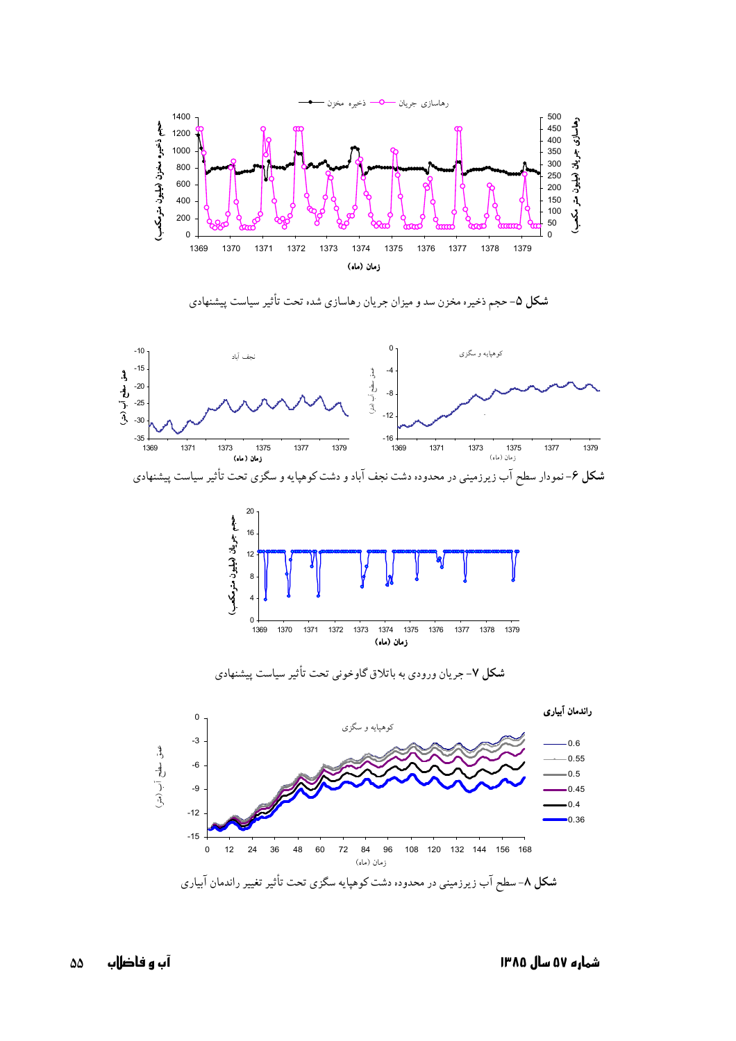**شکل ۵**- حجم ذخیره مخزن سد و میزان جریان رهاسازی شده تحت تأثیر سیاست پیشنهادی

**شکل ۶**- نمودار سطح آب زیرزمینی در محدوده دشت نجف آباد و دشت کوهپایه و سگزی تحت تأثیر سیاست پیشنهادی

**شکل ۷**- جریان ورودی به باتلاق گاوخونی تحت تأثیر سیاست پیشنهادی

**شکل ۸**- سطح آب زیرزمینی در محدوده دشت کوهپایه سگزی تحت تأثیر تغییر راندمان آبیاری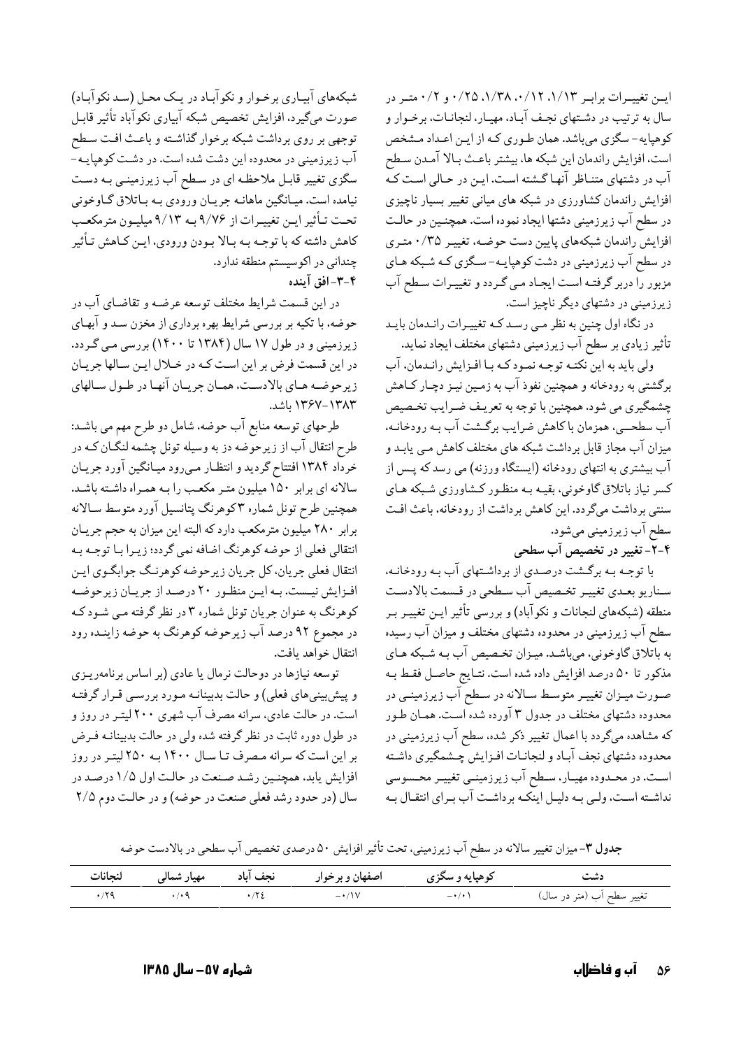این تغییرات برابر ۱/۱۳، ۱/۱۲، ۱/۳۸، ۰/۲۵ و ۰/۲ متر در سال به ترتیب در دشتهای نجف آباد، مهیار، لنجانات، برخوار و کوهپایه- سگزی میباشد. همان طوری که از این اعداد مشخص است، افزایش راندمان این شبکه ها، بیشتر باعث بالا آمدن سطح آب در دشتهای متناظر آنها گشته است. این در حالی است که افزایش راندمان کشاورزی در شبکه های میانی تغییر بسیار ناچیزی در سطح آب زیرزمینی دشتها ایجاد نموده است. همچنین در حالت افزایش راندمان شبکههای پایین دست حوضه، تغییر ۰/۳۵ متری در سطح آب زیرزمینی در دشت کوهپایه- سگزی که شبکه های مزبور را دربرگرفته است ایجاد می گردد و تغییرات سطح آب زیرزمینی در دشتهای دیگر ناچیز است.

در نگاه اول چنین به نظر می رسد که تغییرات راندمان باید تأثیر زیادی بر سطح آب زیرزمینی دشتهای مختلف ایجاد نماید.

ولی باید به این نکته توجه نمود که با افزایش راندمان، آب برگشتی به رودخانه و همچنین نفوذ آب به زمین نیز دچار کاهش چشمگیری می شود. همچنین با توجه به تعریف ضرایب تخصیص آب سطحی، همزمان با کاهش ضرایب برگشت آب به رودخانه، میزان آب مجاز قابل برداشت شبکه های مختلف کاهش می یابد و آب بیشتری به انتهای رودخانه (ایستگاه ورزنه) می رسد که پس از کسر نیاز باتلاق گاوخونی، بقیه به منظور کشاورزی شبکه های سنتی برداشت میگردد. این کاهش برداشت از رودخانه، باعث افت سطح آب زیرزمینی میشود.

### ۴-۲- تغییر در تخصیص آب سطحی

با توجه به برگشت درصدی از برداشتهای آب به رودخانه، سناریو بعدی تغییر تخصیص آب سطحی در قسمت بالادست منطقه (شبکههای لنجانات و نکوآباد) و بررسی تأثیر این تغییر بر سطح آب زیرزمینی در محدوده دشتهای مختلف و میزان آب رسیده به باتلاق گاوخونی، میباشد. میزان تخصیص آب به شبکه های مذکور تا ۵۰ درصد افزایش داده شده است. نتایج حاصل فقط به صورت میزان تغییر متوسط سالانه در سطح آب زیرزمینی در محدوده دشتهای مختلف در جدول ۳ آورده شده است. همان طور که مشاهده میگردد با اعمال تغییر ذکر شده، سطح آب زیرزمینی در محدوده دشتهای نجف آباد و لنجانات افزایش چشمگیری داشته است. در محدوده مهیار، سطح آب زیرزمینی تغییر محسوسی نداشته است، ولی به دلیل اینکه برداشت آب برای انتقال به شبکههای آبیاری برخوار و نکوآباد در یک محل (سد نکوآباد) صورت میگیرد، افزایش تخصیص شبکه آبیاری نکوآباد تأثیر قابل توجهی بر روی برداشت شبکه برخوار گذاشته و باعث افت سطح آب زیرزمینی در محدوده این دشت شده است. در دشت کوهپایه- سگزی تغییر قابل ملاحظه ای در سطح آب زیرزمینی به دست نیامده است. میانگین ماهانه جریان ورودی به باتلاق گاوخونی تحت تأثیر این تغییرات از ۹/۷۶ به ۹/۱۳ میلیون مترمکعب کاهش داشته که با توجه به بالا بودن ورودی، این کاهش تأثیر چندانی در اکوسیستم منطقه ندارد.

### ۴-۳- افق آینده

در این قسمت شرایط مختلف توسعه عرضه و تقاضای آب در حوضه، با تکیه بر بررسی شرایط بهره برداری از مخزن سد و آبهای زیرزمینی و در طول ۱۷ سال (۱۳۸۴ تا ۱۴۰۰) بررسی می گردد. در این قسمت فرض بر این است که در خلال این سالها جریان زیرحوضه های بالادست، همان جریان آنها در طول سالهای ۱۳۸۳-۱۳۶۷ باشد.

طرحهای توسعه منابع آب حوضه، شامل دو طرح مهم می باشد: طرح انتقال آب از زیرحوضه دز به وسیله تونل چشمه لنگان که در خرداد ۱۳۸۴ افتتاح گردید و انتظار میرود میانگین آورد جریان سالانه ای برابر ۱۵۰ میلیون متر مکعب را به همراه داشته باشد. همچنین طرح تونل شماره ۳ کوهرنگ پتانسیل آورد متوسط سالانه برابر ۲۸۰ میلیون مترمکعب دارد که البته این میزان به حجم جریان انتقالی فعلی از حوضه کوهرنگ اضافه نمی گردد؛ زیرا با توجه به انتقال فعلی جریان، کل جریان زیرحوضه کوهرنگ جوابگوی این افزایش نیست. به این منظور ۲۰ درصد از جریان زیرحوضه کوهرنگ به عنوان جریان تونل شماره ۳ در نظر گرفته می شود که در مجموع ۹۲ درصد آب زیرحوضه کوهرنگ به حوضه زاینده رود انتقال خواهد یافت.

توسعه نیازها در دوحالت نرمال یا عادی (بر اساس برنامهریزی و پیشبینیهای فعلی) و حالت بدبینانه مورد بررسی قرار گرفته است. در حالت عادی، سرانه مصرف آب شهری ۲۰۰ لیتر در روز و در طول دوره ثابت در نظر گرفته شده ولی در حالت بدبینانه فرض بر این است که سرانه مصرف تا سال ۱۴۰۰ به ۲۵۰ لیتر در روز افزایش یابد، همچنین رشد صنعت در حالت اول ۱/۵ درصد در سال (در حدود رشد فعلی صنعت در حوضه) و در حالت دوم ۲/۵

**جدول ۳**- میزان تغییر سالانه در سطح آب زیرزمینی، تحت تأثیر افزایش ۵۰ درصدی تخصیص آب سطحی در بالادست حوضه

| دشت | کوهپایه و سگزی | اصفهان و برخوار | نجف آباد | مهیار شمالی | لنجانات |
|---|---|---|---|---|---|
| تغییر سطح آب (متر در سال) | ۰/۰۱- | ۰/۱۷- | ۰/۲۴ | ۰/۰۹ | ۰/۲۹ |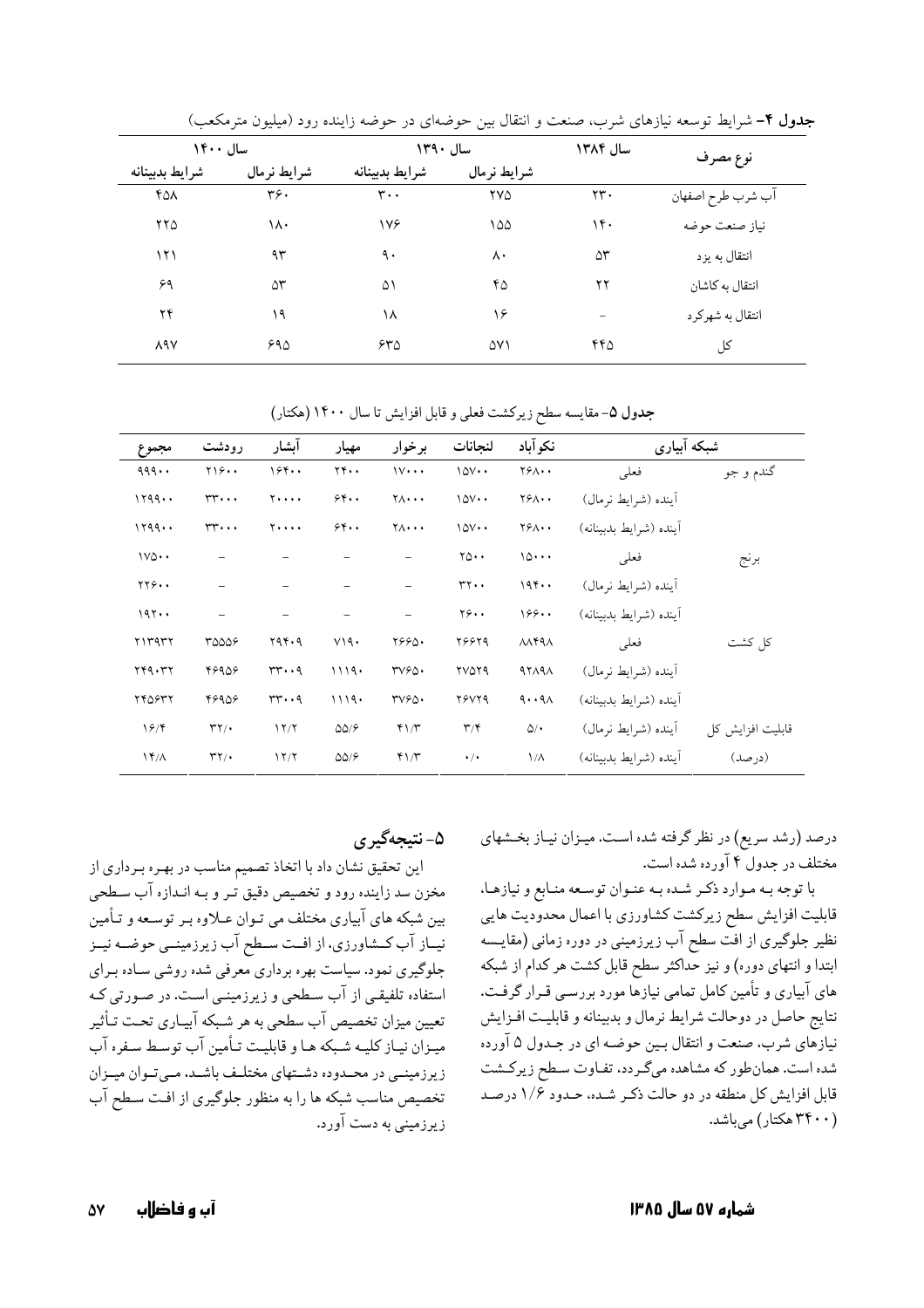**جدول ۴-** شرایط توسعه نیازهای شرب، صنعت و انتقال بین حوضه‌ای در حوضه زاینده رود (میلیون مترمکعب)

| نوع مصرف | سال ۱۳۸۴ | سال ۱۳۹۰ | | سال ۱۴۰۰ | |
|---|---|---|---|---|---|
| | | شرایط نرمال | شرایط بدبینانه | شرایط نرمال | شرایط بدبینانه |
| آب شرب طرح اصفهان | ۲۳۰ | ۲۷۵ | ۳۰۰ | ۳۶۰ | ۴۵۸ |
| نیاز صنعت حوضه | ۱۴۰ | ۱۵۵ | ۱۷۶ | ۱۸۰ | ۲۲۵ |
| انتقال به یزد | ۵۳ | ۸۰ | ۹۰ | ۹۳ | ۱۲۱ |
| انتقال به کاشان | ۲۲ | ۴۵ | ۵۱ | ۵۳ | ۶۹ |
| انتقال به شهرکرد | - | ۱۶ | ۱۸ | ۱۹ | ۲۴ |
| کل | ۴۴۵ | ۵۷۱ | ۶۳۵ | ۶۹۵ | ۸۹۷ |

**جدول ۵-** مقایسه سطح زیرکشت فعلی و قابل افزایش تا سال ۱۴۰۰ (هکتار)

| شبکه آبیاری | | نکوآباد | لنجانات | برخوار | مهیار | آبشار | رودشت | مجموع |
|---|---|---|---|---|---|---|---|---|
| گندم و جو | فعلی | ۲۶۸۰۰ | ۱۵۷۰۰ | ۱۷۰۰۰ | ۲۴۰۰ | ۱۶۴۰۰ | ۲۱۶۰۰ | ۹۹۹۰۰ |
| | آینده (شرایط نرمال) | ۲۶۸۰۰ | ۱۵۷۰۰ | ۲۸۰۰۰ | ۶۴۰۰ | ۲۰۰۰۰ | ۳۳۰۰۰ | ۱۲۹۹۰۰ |
| | آینده (شرایط بدبینانه) | ۲۶۸۰۰ | ۱۵۷۰۰ | ۲۸۰۰۰ | ۶۴۰۰ | ۲۰۰۰۰ | ۳۳۰۰۰ | ۱۲۹۹۰۰ |
| برنج | فعلی | ۱۵۰۰۰ | ۲۵۰۰ | - | - | - | - | ۱۷۵۰۰ |
| | آینده (شرایط نرمال) | ۱۹۴۰۰ | ۳۲۰۰ | - | - | - | - | ۲۲۶۰۰ |
| | آینده (شرایط بدبینانه) | ۱۶۶۰۰ | ۲۶۰۰ | - | - | - | - | ۱۹۲۰۰ |
| کل کشت | فعلی | ۸۸۴۹۸ | ۲۶۶۲۹ | ۲۶۶۵۰ | ۷۱۹۰ | ۲۹۴۰۹ | ۳۵۵۵۶ | ۲۱۳۹۳۲ |
| | آینده (شرایط نرمال) | ۹۲۸۹۸ | ۲۷۵۲۹ | ۳۷۶۵۰ | ۱۱۱۹۰ | ۳۳۰۰۹ | ۴۶۹۵۶ | ۲۴۹۰۳۲ |
| | آینده (شرایط بدبینانه) | ۹۰۰۹۸ | ۲۶۷۲۹ | ۳۷۶۵۰ | ۱۱۱۹۰ | ۳۳۰۰۹ | ۴۶۹۵۶ | ۲۴۵۶۳۲ |
| قابلیت افزایش کل | آینده (شرایط نرمال) | ۵/۰ | ۳/۴ | ۴۱/۳ | ۵۵/۶ | ۱۲/۲ | ۳۲/۰ | ۱۶/۴ |
| (درصد) | آینده (شرایط بدبینانه) | ۱/۸ | ۰/۰ | ۴۱/۳ | ۵۵/۶ | ۱۲/۲ | ۳۲/۰ | ۱۴/۸ |

درصد (رشد سریع) در نظر گرفته شده است. میزان نیاز بخشهای مختلف در جدول ۴ آورده شده است.

با توجه به موارد ذکر شده به عنوان توسعه منابع و نیازها، قابلیت افزایش سطح زیرکشت کشاورزی با اعمال محدودیت هایی نظیر جلوگیری از افت سطح آب زیرزمینی در دوره زمانی (مقایسه ابتدا و انتهای دوره) و نیز حداکثر سطح قابل کشت هر کدام از شبکه های آبیاری و تأمین کامل تمامی نیازها مورد بررسی قرار گرفت. نتایج حاصل در دوحالت شرایط نرمال و بدبینانه و قابلیت افزایش نیازهای شرب، صنعت و انتقال بین حوضه ای در جدول ۵ آورده شده است. همان‌طور که مشاهده می‌گردد، تفاوت سطح زیرکشت قابل افزایش کل منطقه در دو حالت ذکر شده، حدود ۱/۶ درصد (۳۴۰۰ هکتار) می‌باشد.

## ۵- نتیجه‌گیری

این تحقیق نشان داد با اتخاذ تصمیم مناسب در بهره برداری از مخزن سد زاینده رود و تخصیص دقیق تر و به اندازه آب سطحی بین شبکه های آبیاری مختلف می توان علاوه بر توسعه و تأمین نیاز آب کشاورزی، از افت سطح آب زیرزمینی حوضه نیز جلوگیری نمود. سیاست بهره برداری معرفی شده روشی ساده برای استفاده تلفیقی از آب سطحی و زیرزمینی است. در صورتی که تعیین میزان تخصیص آب سطحی به هر شبکه آبیاری تحت تأثیر میزان نیاز کلیه شبکه ها و قابلیت تأمین آب توسط سفره آب زیرزمینی در محدوده دشتهای مختلف باشد، می‌توان میزان تخصیص مناسب شبکه ها را به منظور جلوگیری از افت سطح آب زیرزمینی به دست آورد.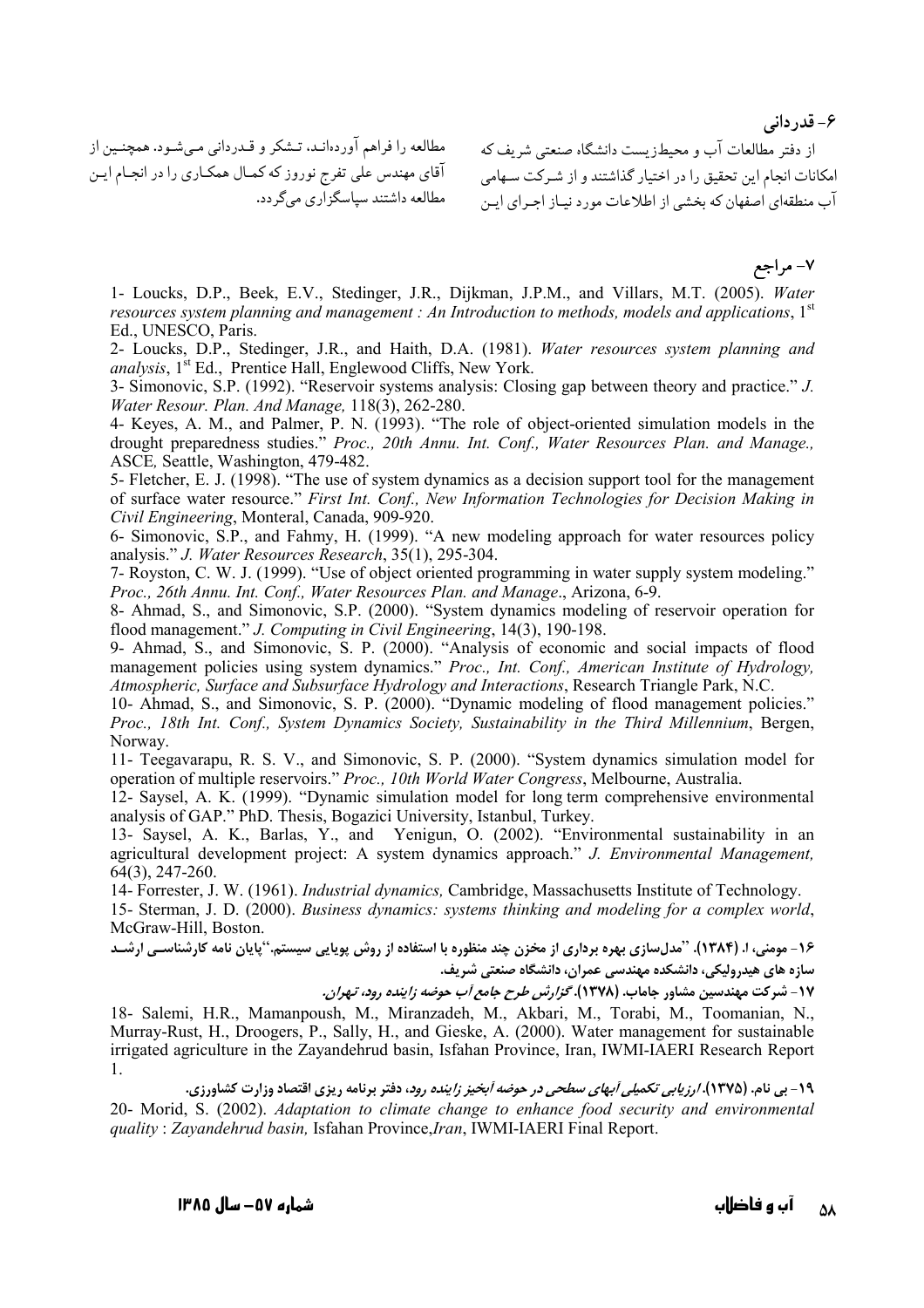## ۶- قدردانی

از دفتر مطالعات آب و محیط‌زیست دانشگاه صنعتی شریف که امکانات انجام این تحقیق را در اختیار گذاشتند و از شرکت سهامی آب منطقه‌ای اصفهان که بخشی از اطلاعات مورد نیاز اجرای این مطالعه را فراهم آورده‌اند، تشکر و قدردانی می‌شود. همچنین از آقای مهندس علی تفرج نوروز که کمال همکاری را در انجام این مطالعه داشتند سپاسگزاری می‌گردد.

## ۷- مراجع

1- Loucks, D.P., Beek, E.V., Stedinger, J.R., Dijkman, J.P.M., and Villars, M.T. (2005). *Water resources system planning and management : An Introduction to methods, models and applications*, 1st Ed., UNESCO, Paris.

2- Loucks, D.P., Stedinger, J.R., and Haith, D.A. (1981). *Water resources system planning and analysis*, 1st Ed., Prentice Hall, Englewood Cliffs, New York.

3- Simonovic, S.P. (1992). "Reservoir systems analysis: Closing gap between theory and practice." *J. Water Resour. Plan. And Manage,* 118(3), 262-280.

4- Keyes, A. M., and Palmer, P. N. (1993). "The role of object-oriented simulation models in the drought preparedness studies." *Proc., 20th Annu. Int. Conf., Water Resources Plan. and Manage.,* ASCE*,* Seattle, Washington, 479-482.

5- Fletcher, E. J. (1998). "The use of system dynamics as a decision support tool for the management of surface water resource." *First Int. Conf., New Information Technologies for Decision Making in Civil Engineering*, Monteral, Canada, 909-920.

6- Simonovic, S.P., and Fahmy, H. (1999). "A new modeling approach for water resources policy analysis." *J. Water Resources Research*, 35(1), 295-304.

7- Royston, C. W. J. (1999). "Use of object oriented programming in water supply system modeling." *Proc., 26th Annu. Int. Conf., Water Resources Plan. and Manage*., Arizona, 6-9.

8- Ahmad, S., and Simonovic, S.P. (2000). "System dynamics modeling of reservoir operation for flood management." *J. Computing in Civil Engineering*, 14(3), 190-198.

9- Ahmad, S., and Simonovic, S. P. (2000). "Analysis of economic and social impacts of flood management policies using system dynamics." *Proc., Int. Conf., American Institute of Hydrology, Atmospheric, Surface and Subsurface Hydrology and Interactions*, Research Triangle Park, N.C.

10- Ahmad, S., and Simonovic, S. P. (2000). "Dynamic modeling of flood management policies." *Proc., 18th Int. Conf., System Dynamics Society, Sustainability in the Third Millennium*, Bergen, Norway.

11- Teegavarapu, R. S. V., and Simonovic, S. P. (2000). "System dynamics simulation model for operation of multiple reservoirs." *Proc., 10th World Water Congress*, Melbourne, Australia.

12- Saysel, A. K. (1999). "Dynamic simulation model for long term comprehensive environmental analysis of GAP." PhD. Thesis, Bogazici University, Istanbul, Turkey.

13- Saysel, A. K., Barlas, Y., and Yenigun, O. (2002). "Environmental sustainability in an agricultural development project: A system dynamics approach." *J. Environmental Management,* 64(3), 247-260.

14- Forrester, J. W. (1961). *Industrial dynamics,* Cambridge, Massachusetts Institute of Technology.

15- Sterman, J. D. (2000). *Business dynamics: systems thinking and modeling for a complex world*, McGraw-Hill, Boston.

۱۶- مومنی، ا. (۱۳۸۴). "مدل‌سازی بهره برداری از مخزن چند منظوره با استفاده از روش پویایی سیستم." پایان نامه کارشناسی ارشد سازه های هیدرولیکی، دانشکده مهندسی عمران، دانشگاه صنعتی شریف.

۱۷- شرکت مهندسین مشاور جاماب. (۱۳۷۸). *گزارش طرح جامع آب حوضه زاینده رود، تهران.*

18- Salemi, H.R., Mamanpoush, M., Miranzadeh, M., Akbari, M., Torabi, M., Toomanian, N., Murray-Rust, H., Droogers, P., Sally, H., and Gieske, A. (2000). Water management for sustainable irrigated agriculture in the Zayandehrud basin, Isfahan Province, Iran, IWMI-IAERI Research Report 1.

۱۹- بی نام. (۱۳۷۵). *ارزیابی تکمیلی آبهای سطحی در حوضه آبخیز زاینده رود*، دفتر برنامه ریزی اقتصاد وزارت کشاورزی.

20- Morid, S. (2002). *Adaptation to climate change to enhance food security and environmental quality* : *Zayandehrud basin,* Isfahan Province,*Iran*, IWMI-IAERI Final Report.